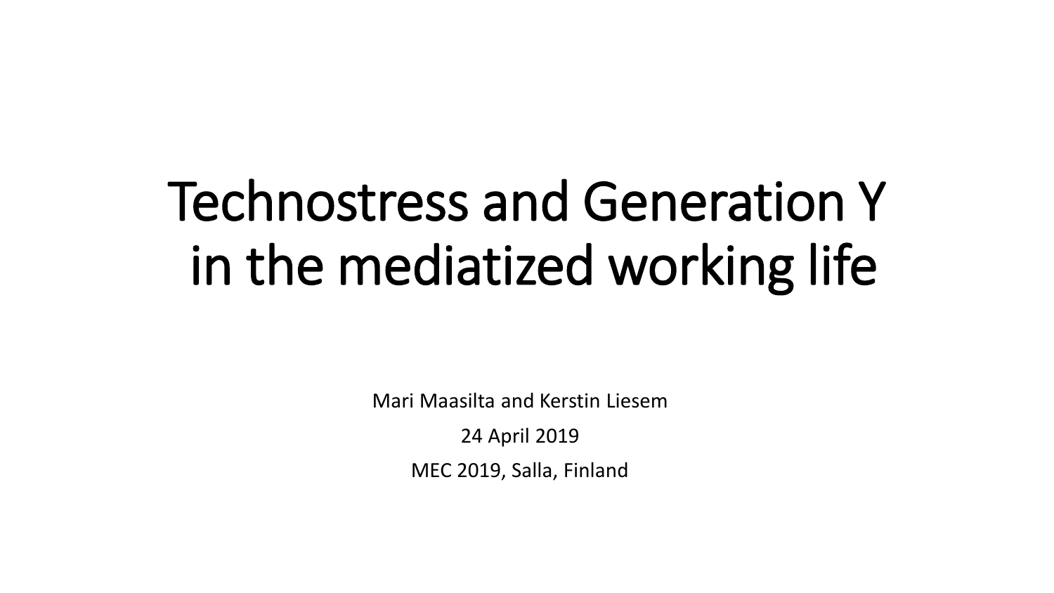# Technostress and Generation Y in the mediatized working life

Mari Maasilta and Kerstin Liesem

24 April 2019

MEC 2019, Salla, Finland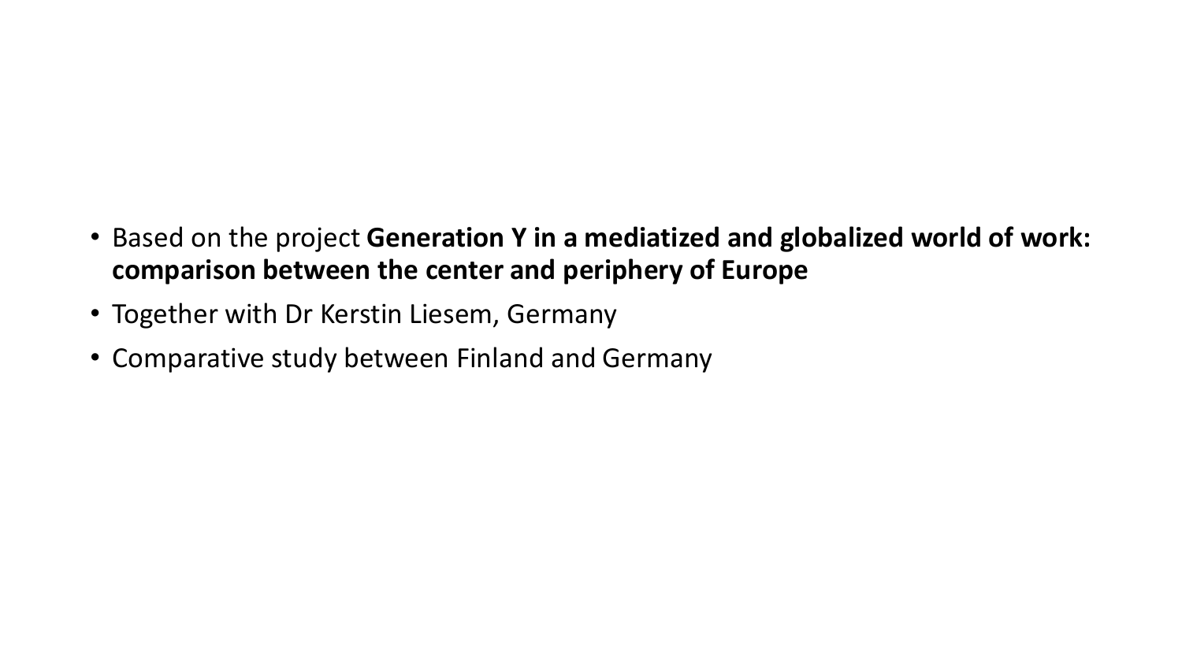- Based on the project **Generation Y in a mediatized and globalized world of work: comparison between the center and periphery of Europe**
- Together with Dr Kerstin Liesem, Germany
- Comparative study between Finland and Germany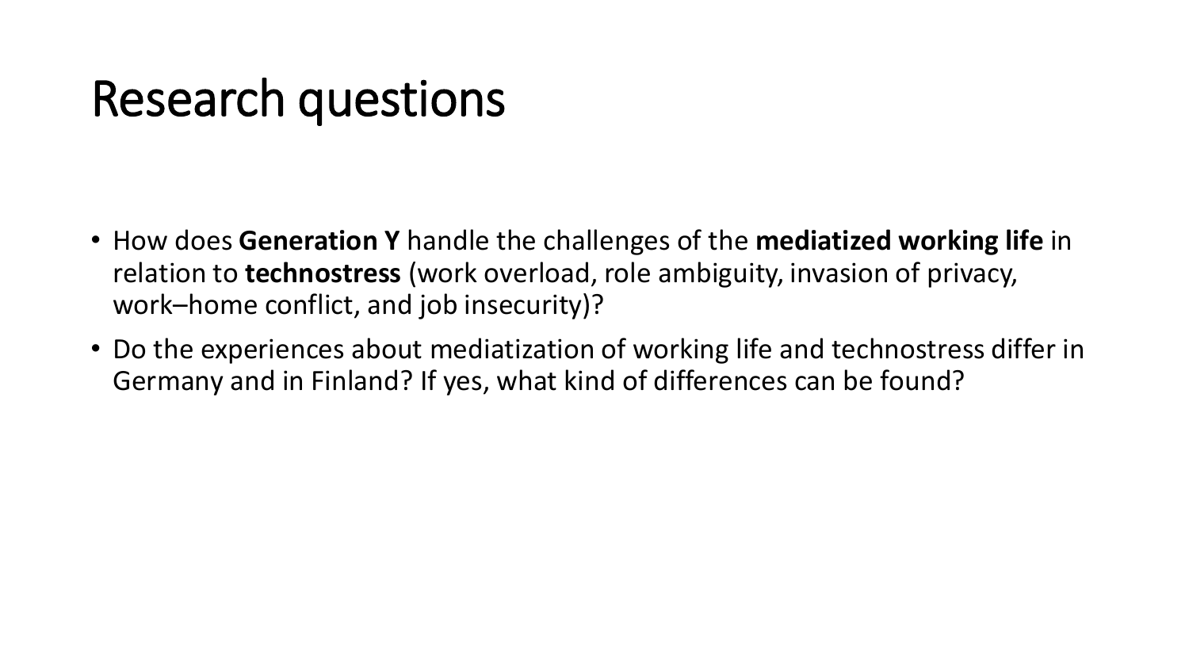# Research questions

- How does **Generation Y** handle the challenges of the **mediatized working life** in relation to **technostress** (work overload, role ambiguity, invasion of privacy, work–home conflict, and job insecurity)?
- Do the experiences about mediatization of working life and technostress differ in Germany and in Finland? If yes, what kind of differences can be found?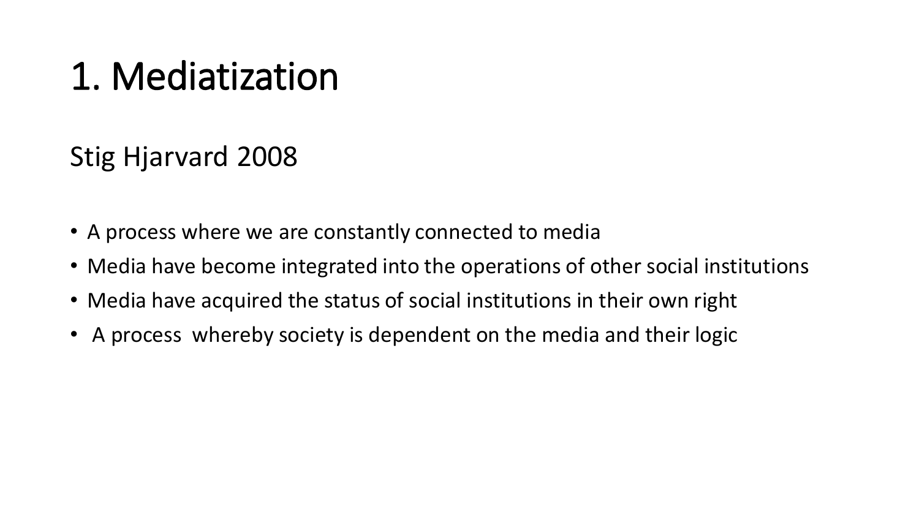# 1. Mediatization

Stig Hjarvard 2008

- A process where we are constantly connected to media
- Media have become integrated into the operations of other social institutions
- Media have acquired the status of social institutions in their own right
- A process whereby society is dependent on the media and their logic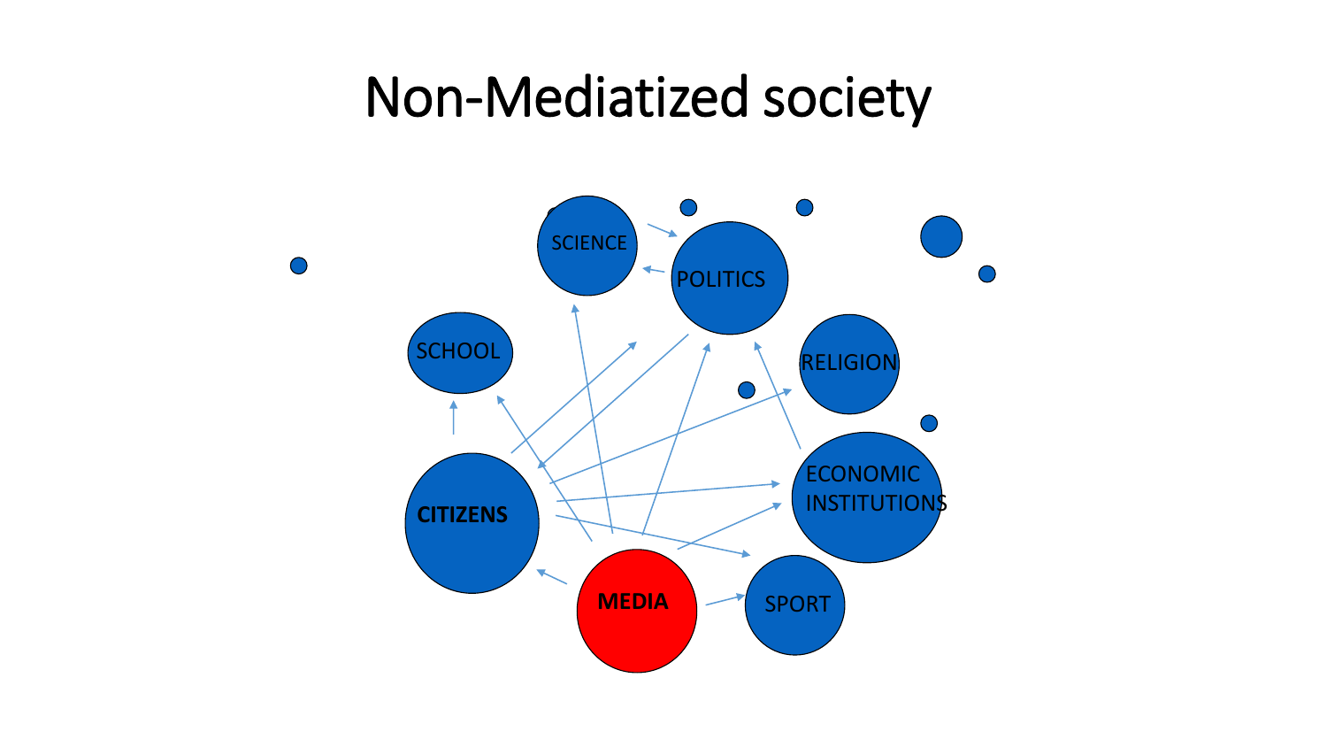# Non-Mediatized society

SCIENCE

POLITICS

SCHOOL

RELIGION

CITIZENS

ECONOMIC INSTITUTIONS

MEDIA

SPORT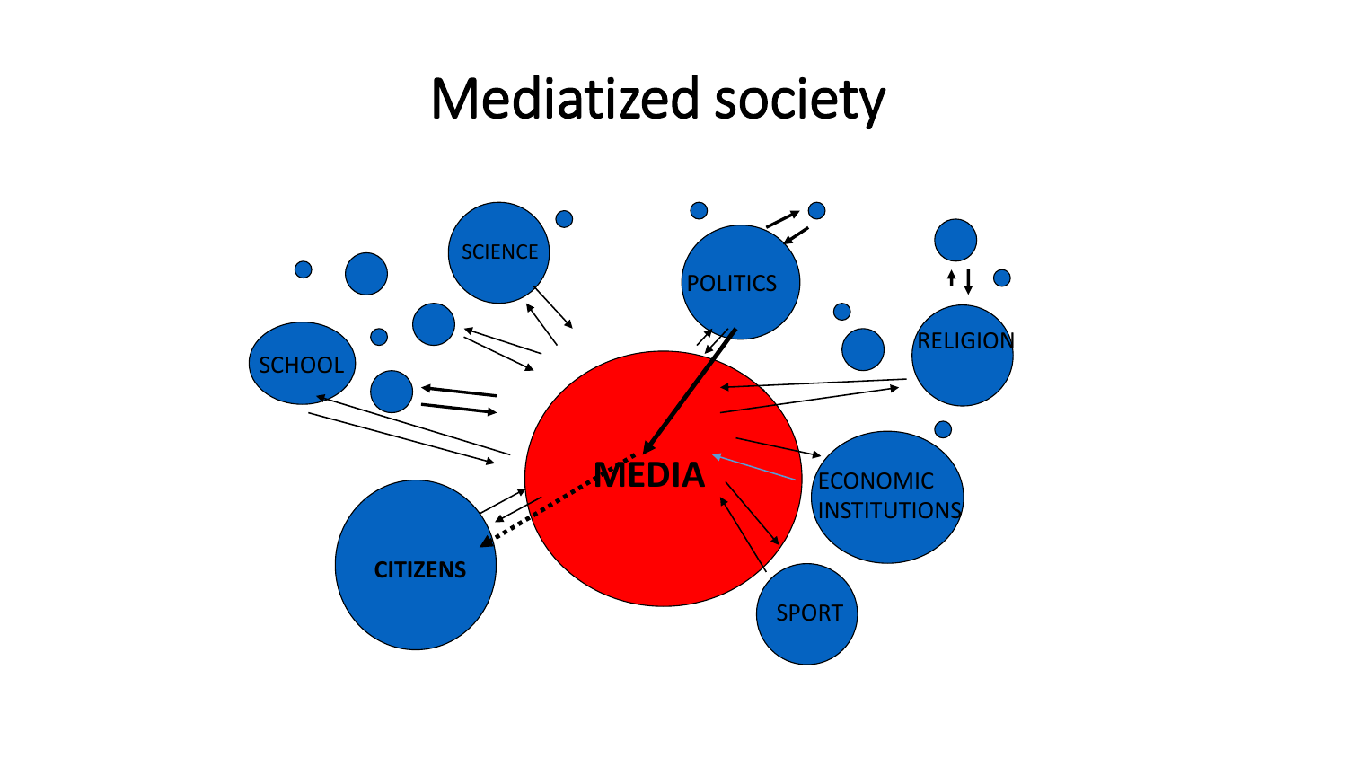# Mediatized society

SCIENCE

POLITICS

RELIGION

SCHOOL

MEDIA

ECONOMIC INSTITUTIONS

CITIZENS

SPORT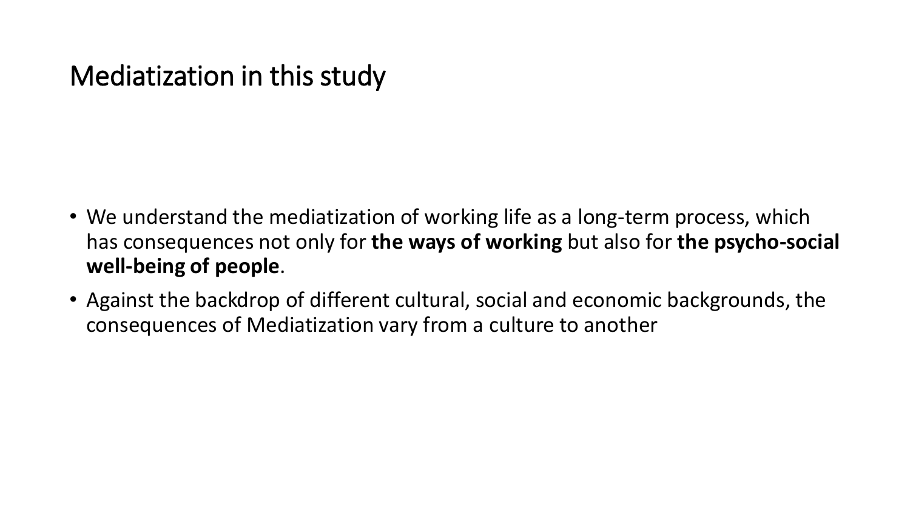# Mediatization in this study

- We understand the mediatization of working life as a long-term process, which has consequences not only for **the ways of working** but also for **the psycho-social well-being of people**.
- Against the backdrop of different cultural, social and economic backgrounds, the consequences of Mediatization vary from a culture to another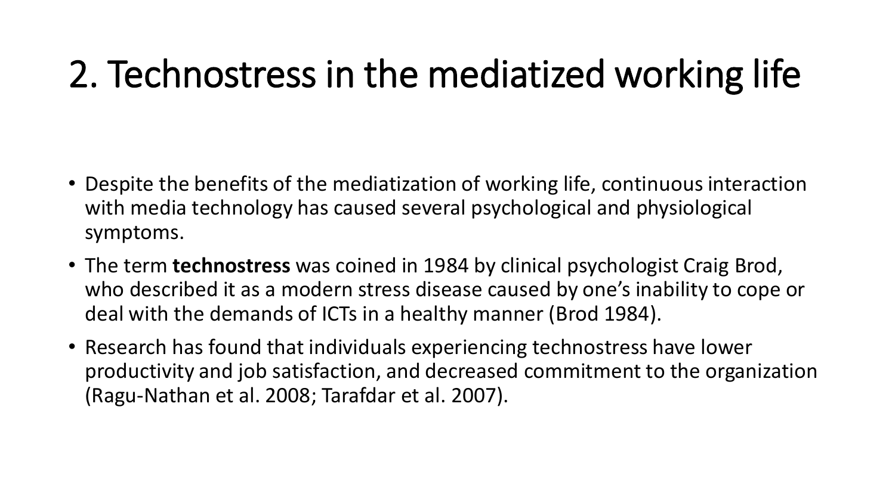# 2. Technostress in the mediatized working life

- Despite the benefits of the mediatization of working life, continuous interaction with media technology has caused several psychological and physiological symptoms.
- The term **technostress** was coined in 1984 by clinical psychologist Craig Brod, who described it as a modern stress disease caused by one's inability to cope or deal with the demands of ICTs in a healthy manner (Brod 1984).
- Research has found that individuals experiencing technostress have lower productivity and job satisfaction, and decreased commitment to the organization (Ragu-Nathan et al. 2008; Tarafdar et al. 2007).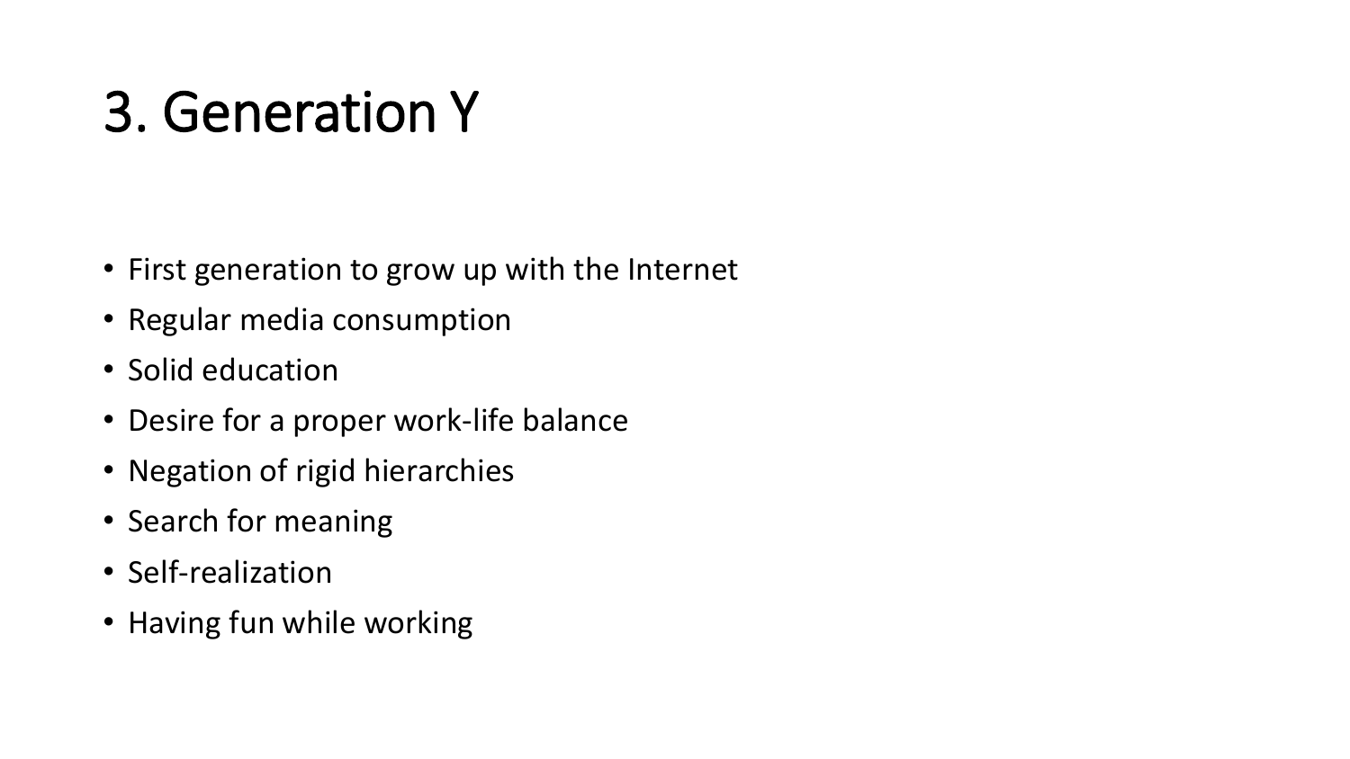# 3. Generation Y

- First generation to grow up with the Internet
- Regular media consumption
- Solid education
- Desire for a proper work-life balance
- Negation of rigid hierarchies
- Search for meaning
- Self-realization
- Having fun while working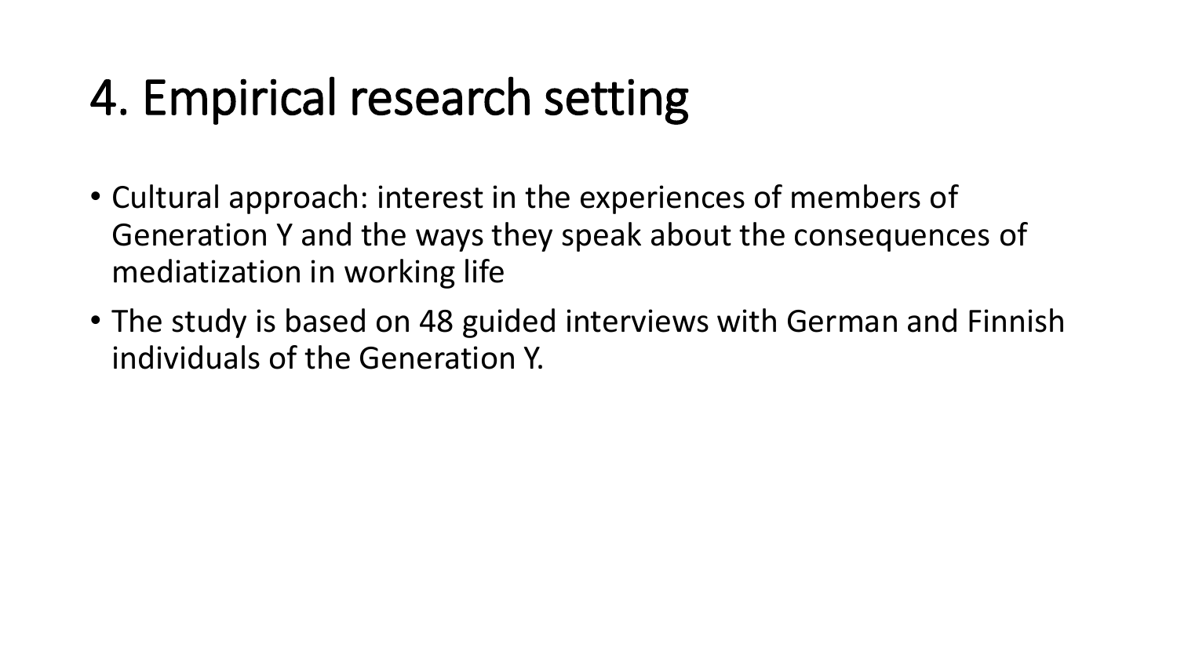# 4. Empirical research setting

- Cultural approach: interest in the experiences of members of Generation Y and the ways they speak about the consequences of mediatization in working life
- The study is based on 48 guided interviews with German and Finnish individuals of the Generation Y.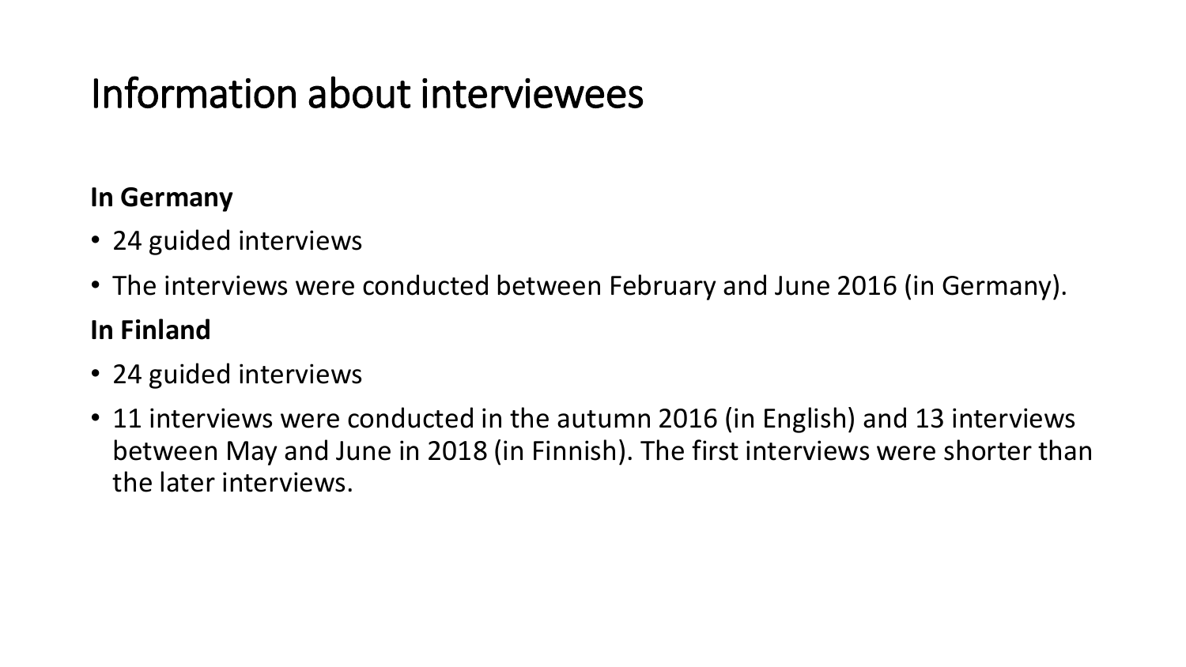# Information about interviewees

**In Germany**

- 24 guided interviews
- The interviews were conducted between February and June 2016 (in Germany).

**In Finland**

- 24 guided interviews
- 11 interviews were conducted in the autumn 2016 (in English) and 13 interviews between May and June in 2018 (in Finnish). The first interviews were shorter than the later interviews.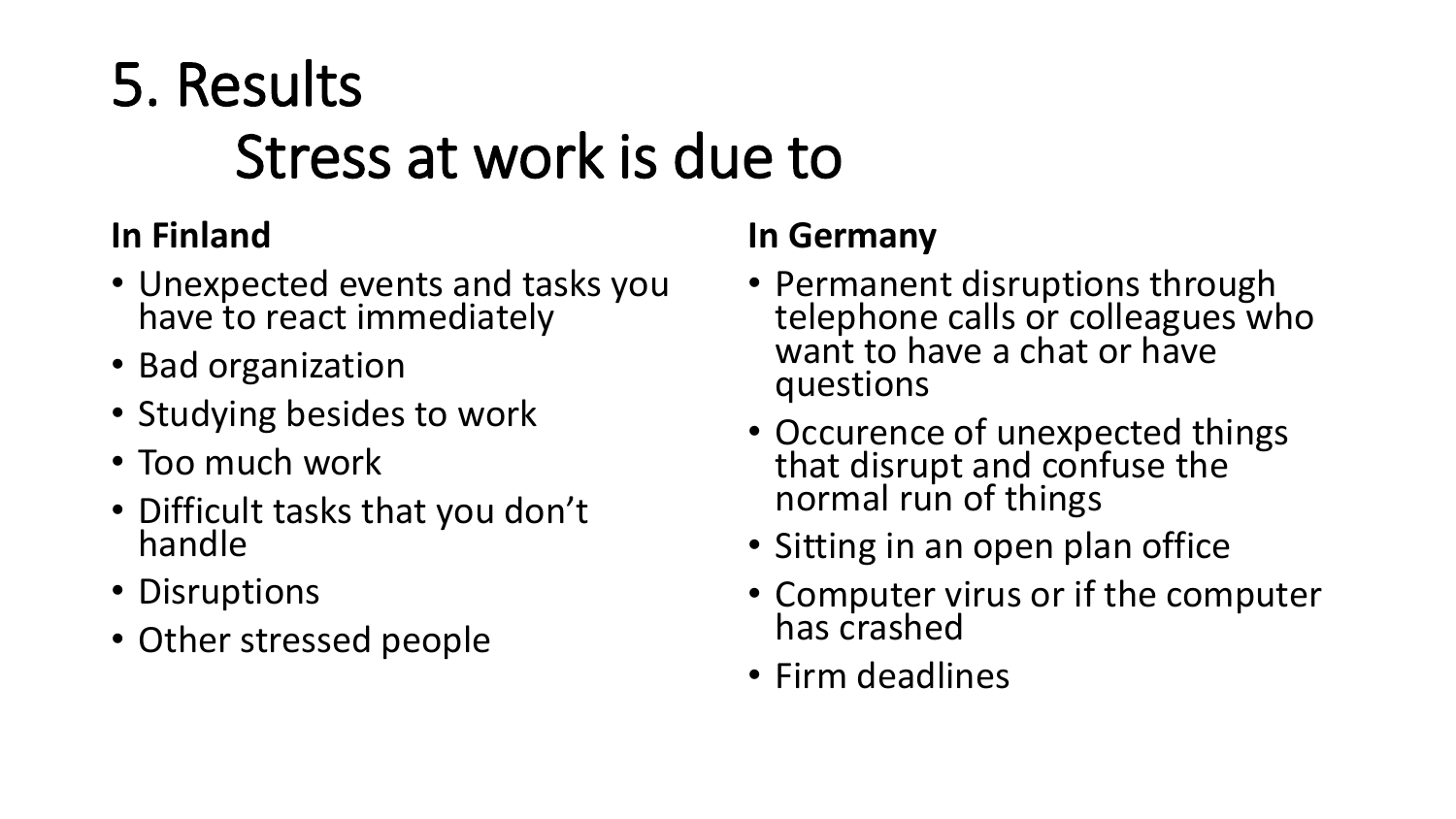# 5. Results

## Stress at work is due to

**In Finland**

- Unexpected events and tasks you have to react immediately
- Bad organization
- Studying besides to work
- Too much work
- Difficult tasks that you don't handle
- Disruptions
- Other stressed people

**In Germany**

- Permanent disruptions through telephone calls or colleagues who want to have a chat or have questions
- Occurence of unexpected things that disrupt and confuse the normal run of things
- Sitting in an open plan office
- Computer virus or if the computer has crashed
- Firm deadlines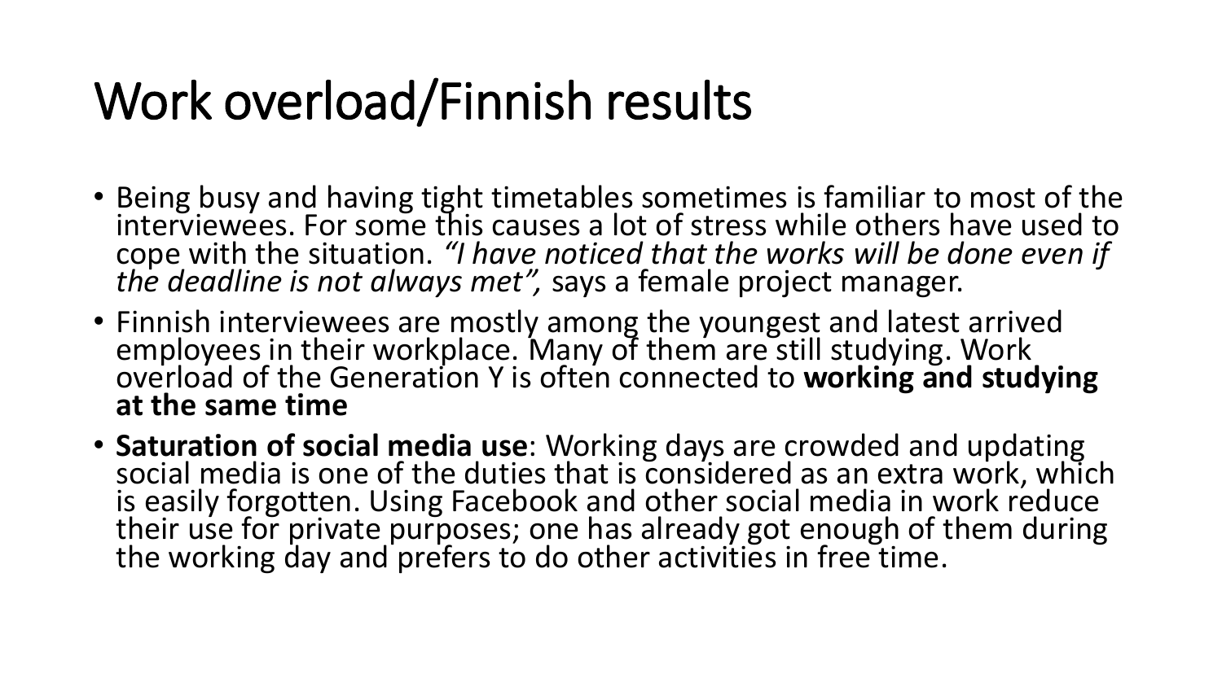# Work overload/Finnish results

- Being busy and having tight timetables sometimes is familiar to most of the interviewees. For some this causes a lot of stress while others have used to cope with the situation. *"I have noticed that the works will be done even if the deadline is not always met",* says a female project manager.
- Finnish interviewees are mostly among the youngest and latest arrived employees in their workplace. Many of them are still studying. Work overload of the Generation Y is often connected to **working and studying at the same time**
- **Saturation of social media use**: Working days are crowded and updating social media is one of the duties that is considered as an extra work, which is easily forgotten. Using Facebook and other social media in work reduce their use for private purposes; one has already got enough of them during the working day and prefers to do other activities in free time.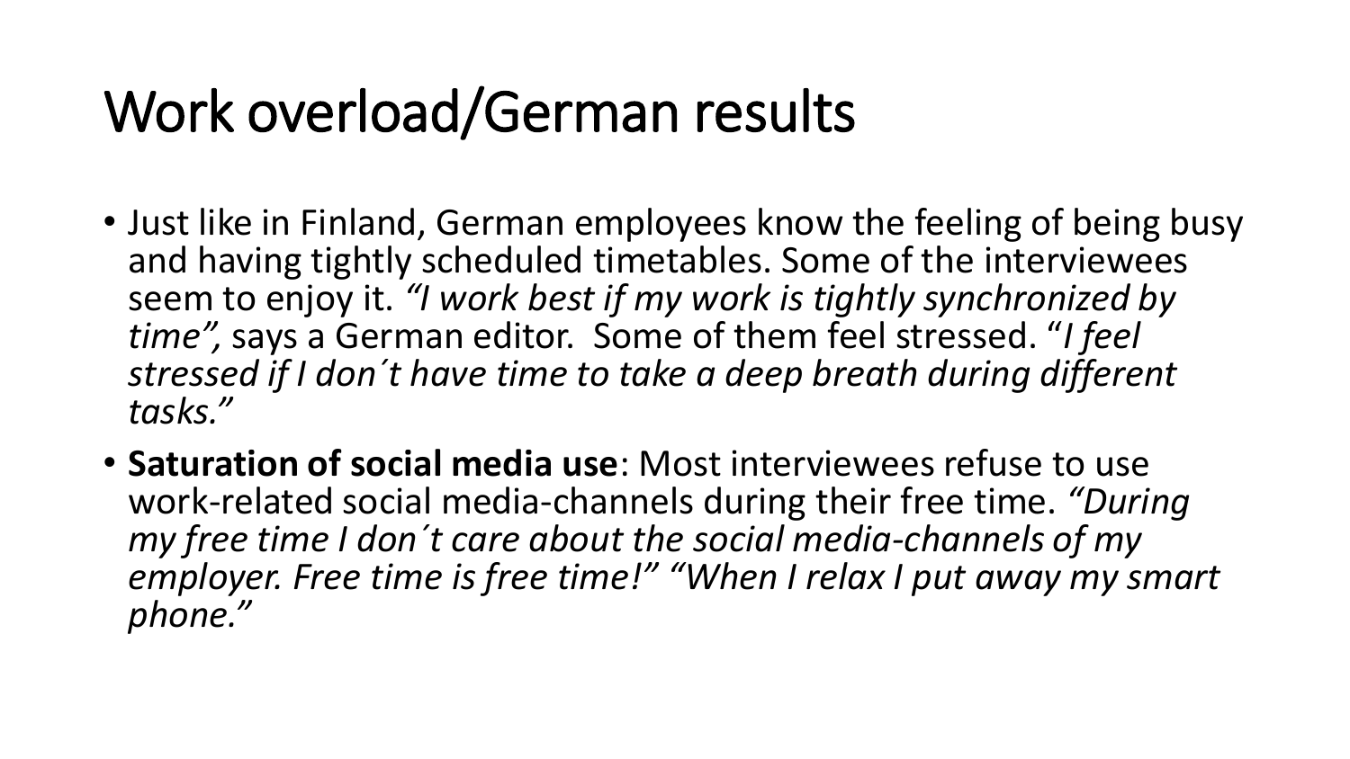# Work overload/German results

- Just like in Finland, German employees know the feeling of being busy and having tightly scheduled timetables. Some of the interviewees seem to enjoy it. *"I work best if my work is tightly synchronized by time",* says a German editor. Some of them feel stressed. "*I feel stressed if I don´t have time to take a deep breath during different tasks."*
- **Saturation of social media use**: Most interviewees refuse to use work-related social media-channels during their free time. *"During my free time I don´t care about the social media-channels of my employer. Free time is free time!" "When I relax I put away my smart phone."*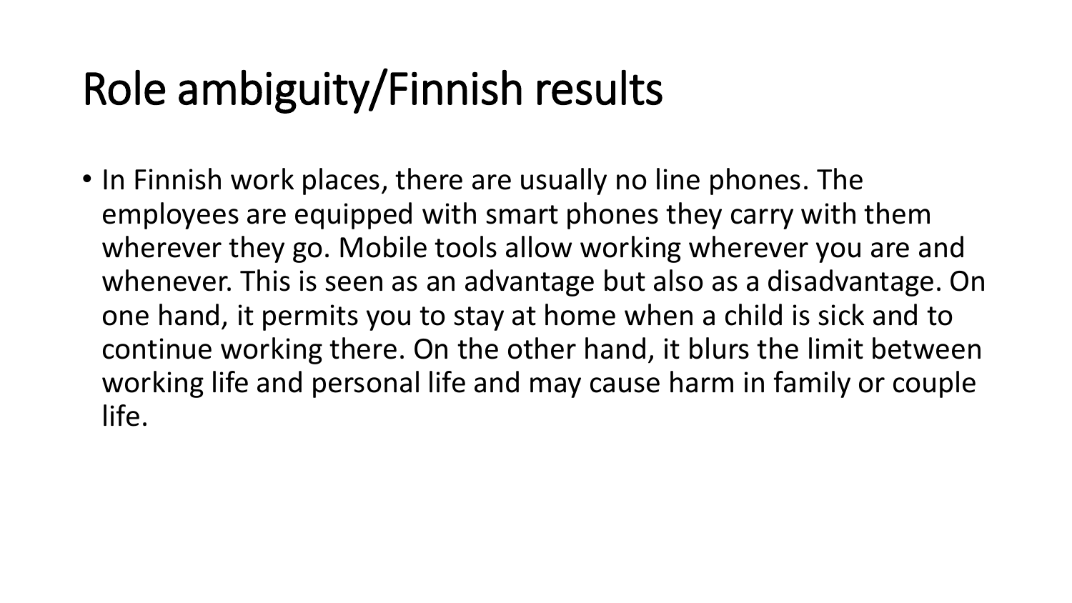# Role ambiguity/Finnish results

- In Finnish work places, there are usually no line phones. The employees are equipped with smart phones they carry with them wherever they go. Mobile tools allow working wherever you are and whenever. This is seen as an advantage but also as a disadvantage. On one hand, it permits you to stay at home when a child is sick and to continue working there. On the other hand, it blurs the limit between working life and personal life and may cause harm in family or couple life.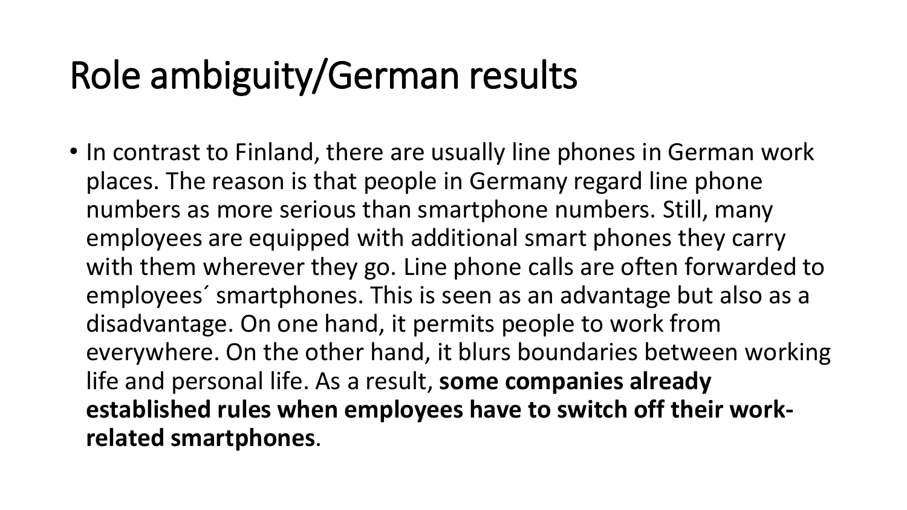# Role ambiguity/German results

- In contrast to Finland, there are usually line phones in German work places. The reason is that people in Germany regard line phone numbers as more serious than smartphone numbers. Still, many employees are equipped with additional smart phones they carry with them wherever they go. Line phone calls are often forwarded to employees´ smartphones. This is seen as an advantage but also as a disadvantage. On one hand, it permits people to work from everywhere. On the other hand, it blurs boundaries between working life and personal life. As a result, **some companies already established rules when employees have to switch off their work-related smartphones**.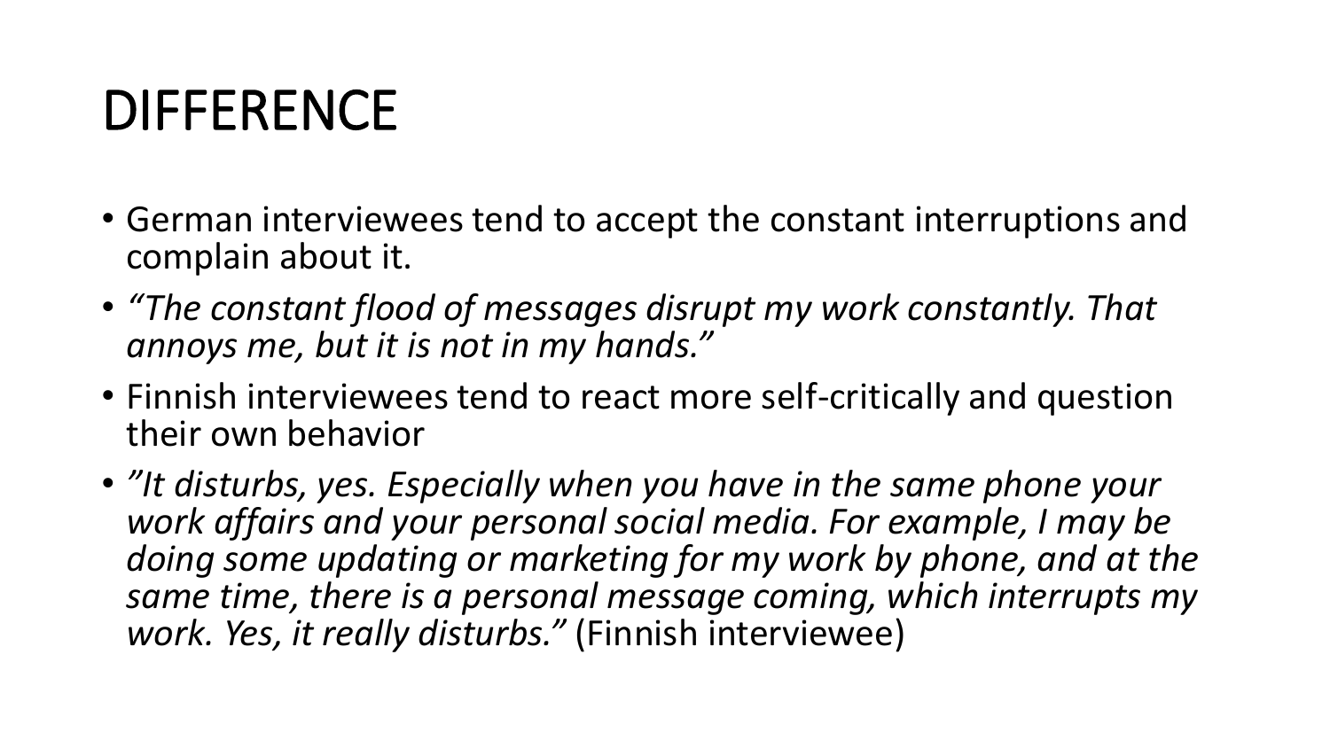# DIFFERENCE

- German interviewees tend to accept the constant interruptions and complain about it.
- *"The constant flood of messages disrupt my work constantly. That annoys me, but it is not in my hands."*
- Finnish interviewees tend to react more self-critically and question their own behavior
- *"It disturbs, yes. Especially when you have in the same phone your work affairs and your personal social media. For example, I may be doing some updating or marketing for my work by phone, and at the same time, there is a personal message coming, which interrupts my work. Yes, it really disturbs."* (Finnish interviewee)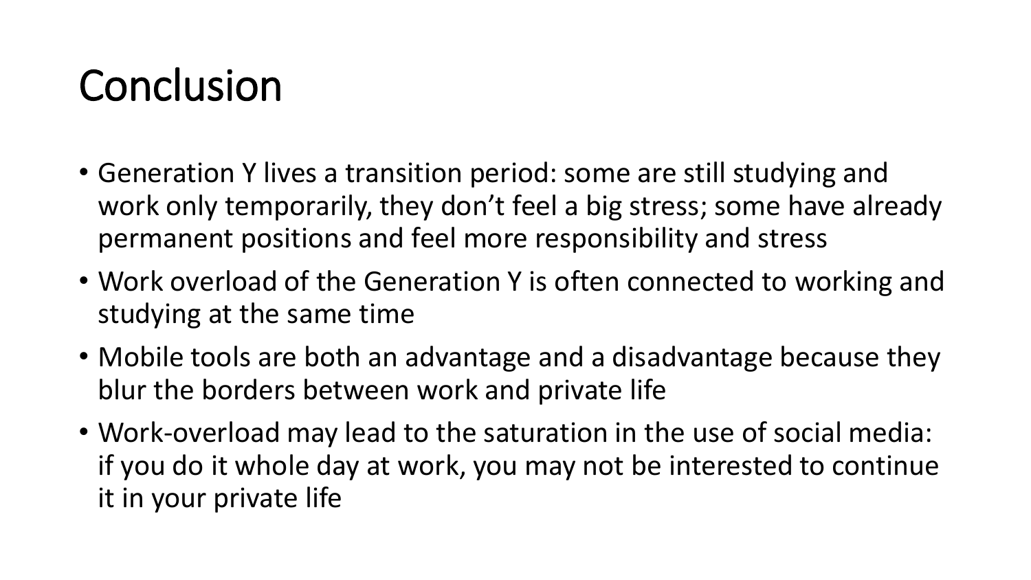# Conclusion

- Generation Y lives a transition period: some are still studying and work only temporarily, they don't feel a big stress; some have already permanent positions and feel more responsibility and stress
- Work overload of the Generation Y is often connected to working and studying at the same time
- Mobile tools are both an advantage and a disadvantage because they blur the borders between work and private life
- Work-overload may lead to the saturation in the use of social media: if you do it whole day at work, you may not be interested to continue it in your private life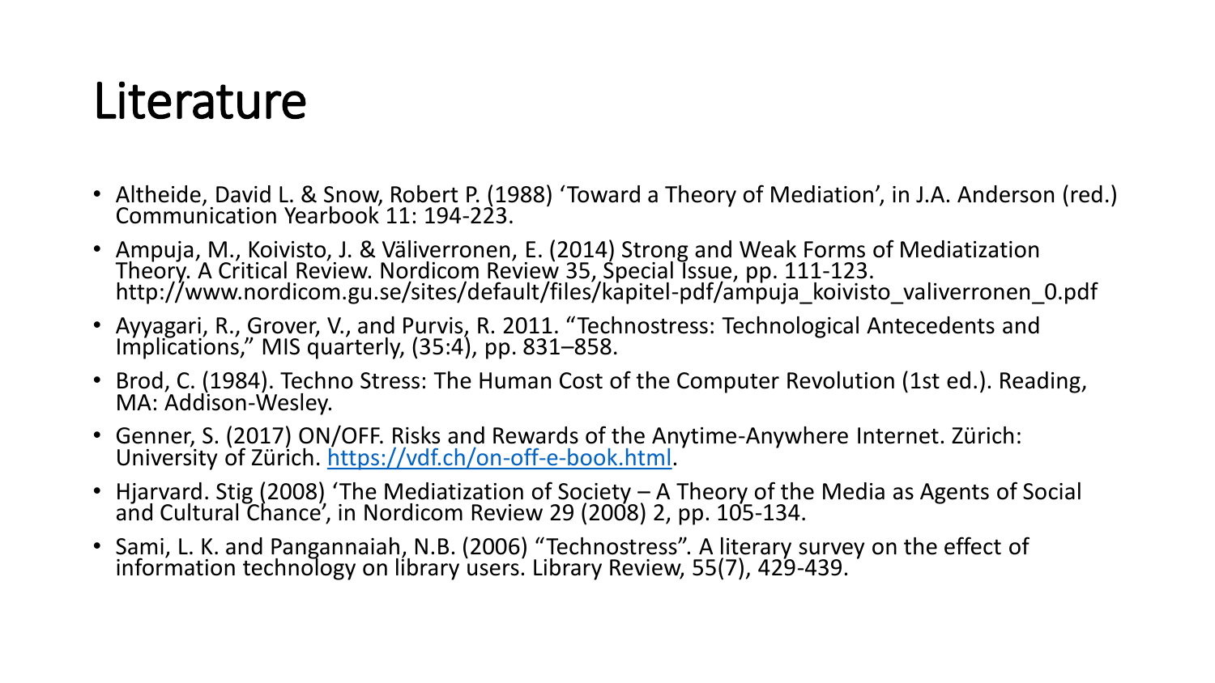# Literature

- Altheide, David L. & Snow, Robert P. (1988) 'Toward a Theory of Mediation', in J.A. Anderson (red.) Communication Yearbook 11: 194-223.
- Ampuja, M., Koivisto, J. & Väliverronen, E. (2014) Strong and Weak Forms of Mediatization Theory. A Critical Review. Nordicom Review 35, Special Issue, pp. 111-123. http://www.nordicom.gu.se/sites/default/files/kapitel-pdf/ampuja_koivisto_valiverronen_0.pdf
- Ayyagari, R., Grover, V., and Purvis, R. 2011. "Technostress: Technological Antecedents and Implications," MIS quarterly, (35:4), pp. 831–858.
- Brod, C. (1984). Techno Stress: The Human Cost of the Computer Revolution (1st ed.). Reading, MA: Addison-Wesley.
- Genner, S. (2017) ON/OFF. Risks and Rewards of the Anytime-Anywhere Internet. Zürich: University of Zürich. [https://vdf.ch/on-off-e-book.html](https://vdf.ch/on-off-e-book.html).
- Hjarvard. Stig (2008) 'The Mediatization of Society – A Theory of the Media as Agents of Social and Cultural Chance', in Nordicom Review 29 (2008) 2, pp. 105-134.
- Sami, L. K. and Pangannaiah, N.B. (2006) "Technostress". A literary survey on the effect of information technology on library users. Library Review, 55(7), 429-439.